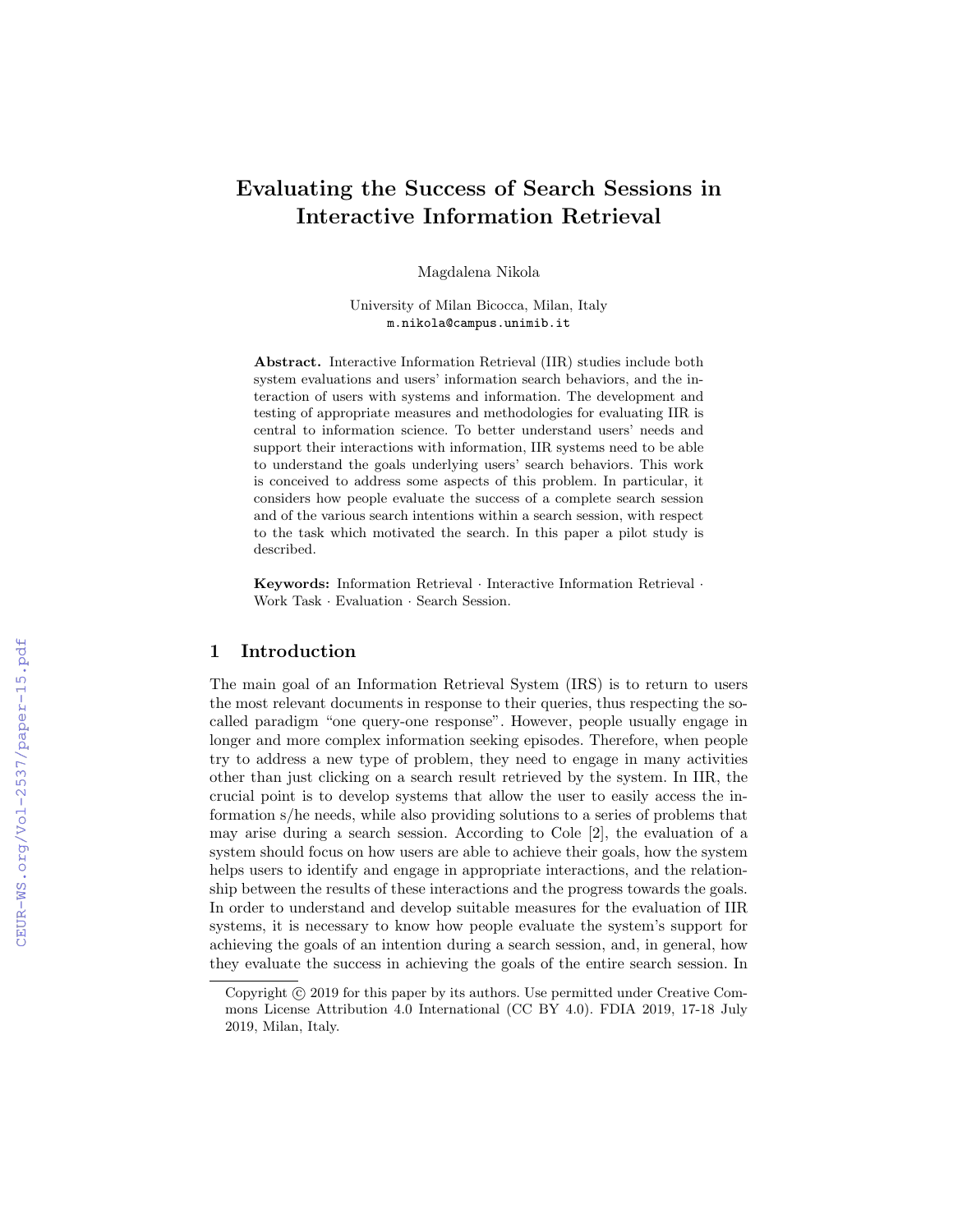# Evaluating the Success of Search Sessions in Interactive Information Retrieval

Magdalena Nikola

University of Milan Bicocca, Milan, Italy
m.nikola@campus.unimib.it

**Abstract.** Interactive Information Retrieval (IIR) studies include both system evaluations and users' information search behaviors, and the interaction of users with systems and information. The development and testing of appropriate measures and methodologies for evaluating IIR is central to information science. To better understand users' needs and support their interactions with information, IIR systems need to be able to understand the goals underlying users' search behaviors. This work is conceived to address some aspects of this problem. In particular, it considers how people evaluate the success of a complete search session and of the various search intentions within a search session, with respect to the task which motivated the search. In this paper a pilot study is described.

**Keywords:** Information Retrieval · Interactive Information Retrieval · Work Task · Evaluation · Search Session.

## 1 Introduction

The main goal of an Information Retrieval System (IRS) is to return to users the most relevant documents in response to their queries, thus respecting the so-called paradigm "one query-one response". However, people usually engage in longer and more complex information seeking episodes. Therefore, when people try to address a new type of problem, they need to engage in many activities other than just clicking on a search result retrieved by the system. In IIR, the crucial point is to develop systems that allow the user to easily access the information s/he needs, while also providing solutions to a series of problems that may arise during a search session. According to Cole [2], the evaluation of a system should focus on how users are able to achieve their goals, how the system helps users to identify and engage in appropriate interactions, and the relationship between the results of these interactions and the progress towards the goals. In order to understand and develop suitable measures for the evaluation of IIR systems, it is necessary to know how people evaluate the system's support for achieving the goals of an intention during a search session, and, in general, how they evaluate the success in achieving the goals of the entire search session. In

Copyright © 2019 for this paper by its authors. Use permitted under Creative Commons License Attribution 4.0 International (CC BY 4.0). FDIA 2019, 17-18 July 2019, Milan, Italy.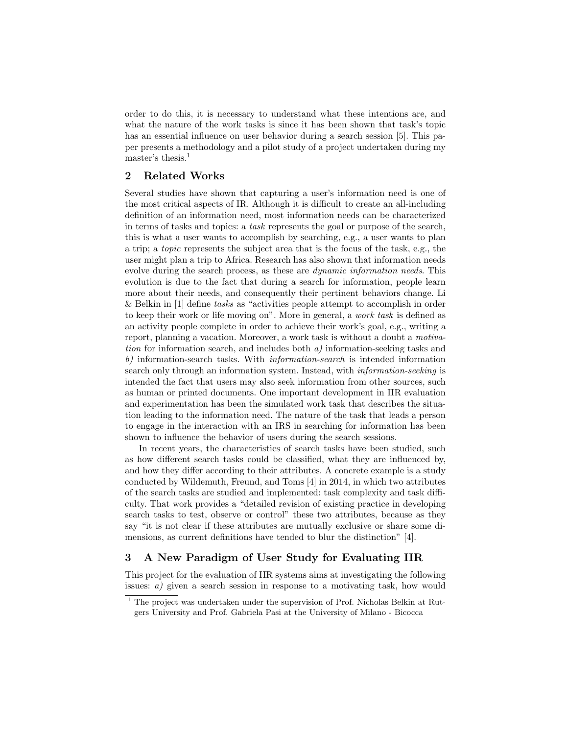order to do this, it is necessary to understand what these intentions are, and what the nature of the work tasks is since it has been shown that task's topic has an essential influence on user behavior during a search session [5]. This paper presents a methodology and a pilot study of a project undertaken during my master's thesis.[1]

## 2 Related Works

Several studies have shown that capturing a user's information need is one of the most critical aspects of IR. Although it is difficult to create an all-including definition of an information need, most information needs can be characterized in terms of tasks and topics: a *task* represents the goal or purpose of the search, this is what a user wants to accomplish by searching, e.g., a user wants to plan a trip; a *topic* represents the subject area that is the focus of the task, e.g., the user might plan a trip to Africa. Research has also shown that information needs evolve during the search process, as these are *dynamic information needs*. This evolution is due to the fact that during a search for information, people learn more about their needs, and consequently their pertinent behaviors change. Li & Belkin in [1] define *tasks* as "activities people attempt to accomplish in order to keep their work or life moving on". More in general, a *work task* is defined as an activity people complete in order to achieve their work's goal, e.g., writing a report, planning a vacation. Moreover, a work task is without a doubt a *motivation* for information search, and includes both *a)* information-seeking tasks and *b)* information-search tasks. With *information-search* is intended information search only through an information system. Instead, with *information-seeking* is intended the fact that users may also seek information from other sources, such as human or printed documents. One important development in IIR evaluation and experimentation has been the simulated work task that describes the situation leading to the information need. The nature of the task that leads a person to engage in the interaction with an IRS in searching for information has been shown to influence the behavior of users during the search sessions.

In recent years, the characteristics of search tasks have been studied, such as how different search tasks could be classified, what they are influenced by, and how they differ according to their attributes. A concrete example is a study conducted by Wildemuth, Freund, and Toms [4] in 2014, in which two attributes of the search tasks are studied and implemented: task complexity and task difficulty. That work provides a "detailed revision of existing practice in developing search tasks to test, observe or control" these two attributes, because as they say "it is not clear if these attributes are mutually exclusive or share some dimensions, as current definitions have tended to blur the distinction" [4].

## 3 A New Paradigm of User Study for Evaluating IIR

This project for the evaluation of IIR systems aims at investigating the following issues: *a)* given a search session in response to a motivating task, how would

[1] The project was undertaken under the supervision of Prof. Nicholas Belkin at Rutgers University and Prof. Gabriela Pasi at the University of Milano - Bicocca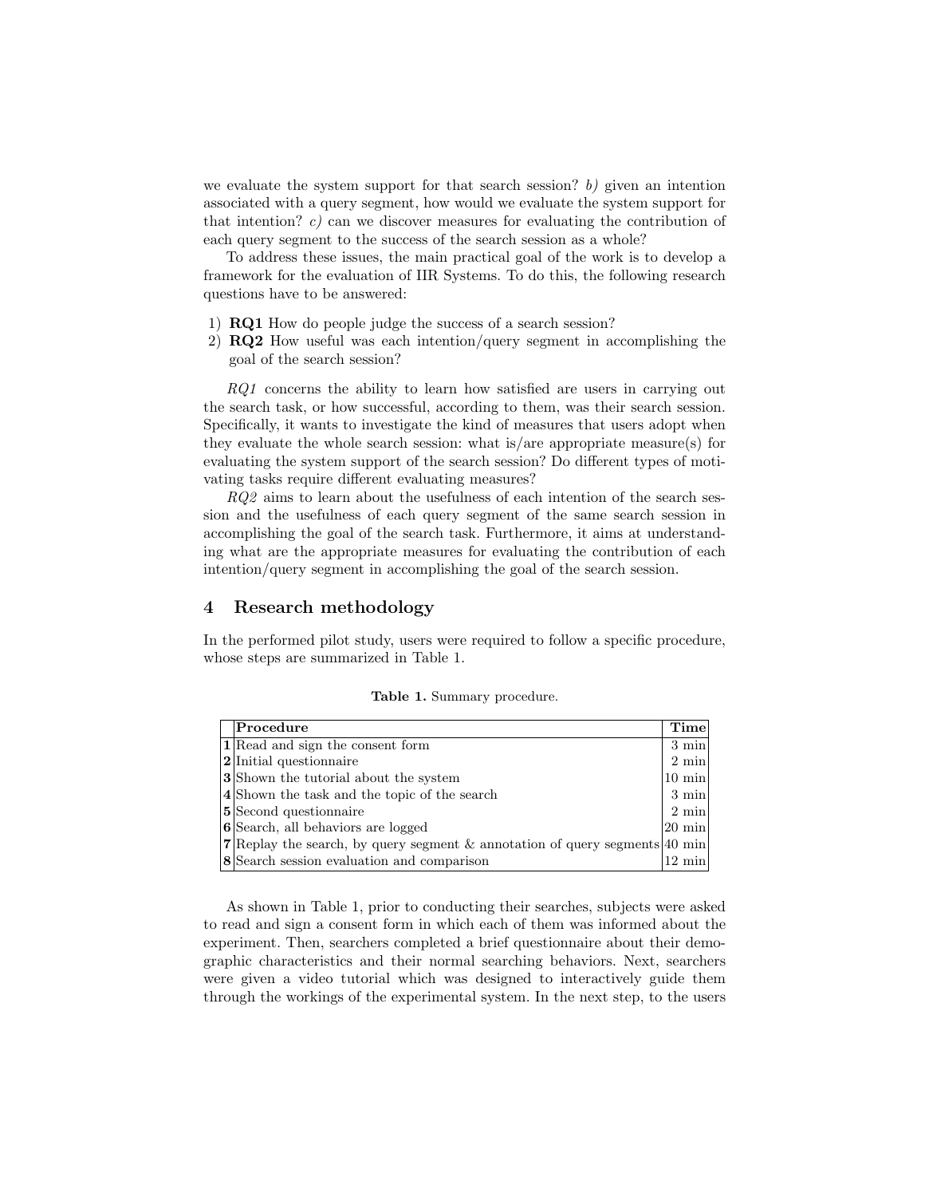we evaluate the system support for that search session? *b)* given an intention associated with a query segment, how would we evaluate the system support for that intention? *c)* can we discover measures for evaluating the contribution of each query segment to the success of the search session as a whole?

To address these issues, the main practical goal of the work is to develop a framework for the evaluation of IIR Systems. To do this, the following research questions have to be answered:

1) **RQ1** How do people judge the success of a search session?
2) **RQ2** How useful was each intention/query segment in accomplishing the goal of the search session?

*RQ1* concerns the ability to learn how satisfied are users in carrying out the search task, or how successful, according to them, was their search session. Specifically, it wants to investigate the kind of measures that users adopt when they evaluate the whole search session: what is/are appropriate measure(s) for evaluating the system support of the search session? Do different types of motivating tasks require different evaluating measures?

*RQ2* aims to learn about the usefulness of each intention of the search session and the usefulness of each query segment of the same search session in accomplishing the goal of the search task. Furthermore, it aims at understanding what are the appropriate measures for evaluating the contribution of each intention/query segment in accomplishing the goal of the search session.

## 4 Research methodology

In the performed pilot study, users were required to follow a specific procedure, whose steps are summarized in Table 1.

**Table 1.** Summary procedure.

| | **Procedure** | **Time** |
|---|---|---|
| **1** | Read and sign the consent form | 3 min |
| **2** | Initial questionnaire | 2 min |
| **3** | Shown the tutorial about the system | 10 min |
| **4** | Shown the task and the topic of the search | 3 min |
| **5** | Second questionnaire | 2 min |
| **6** | Search, all behaviors are logged | 20 min |
| **7** | Replay the search, by query segment & annotation of query segments | 40 min |
| **8** | Search session evaluation and comparison | 12 min |

As shown in Table 1, prior to conducting their searches, subjects were asked to read and sign a consent form in which each of them was informed about the experiment. Then, searchers completed a brief questionnaire about their demographic characteristics and their normal searching behaviors. Next, searchers were given a video tutorial which was designed to interactively guide them through the workings of the experimental system. In the next step, to the users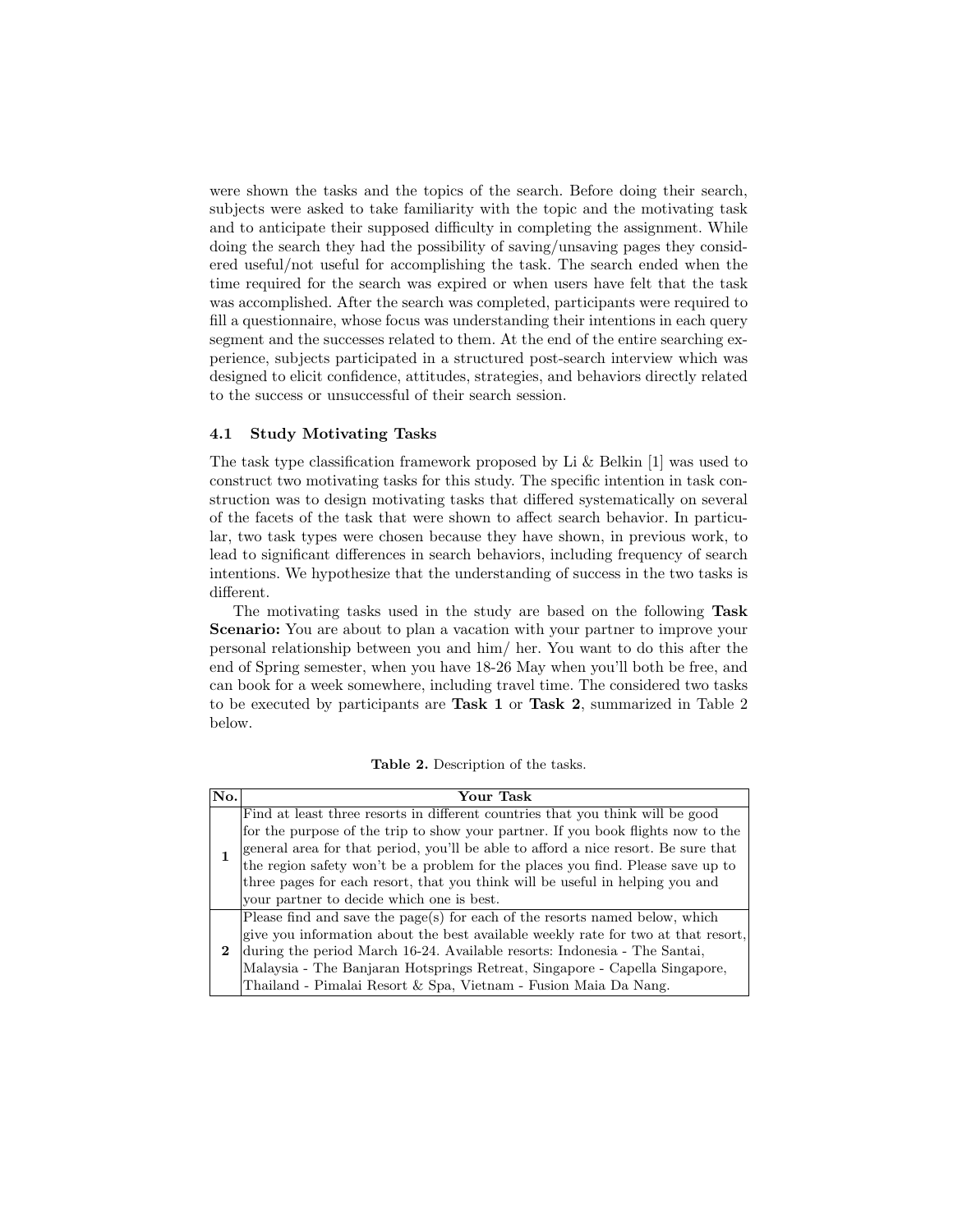were shown the tasks and the topics of the search. Before doing their search, subjects were asked to take familiarity with the topic and the motivating task and to anticipate their supposed difficulty in completing the assignment. While doing the search they had the possibility of saving/unsaving pages they considered useful/not useful for accomplishing the task. The search ended when the time required for the search was expired or when users have felt that the task was accomplished. After the search was completed, participants were required to fill a questionnaire, whose focus was understanding their intentions in each query segment and the successes related to them. At the end of the entire searching experience, subjects participated in a structured post-search interview which was designed to elicit confidence, attitudes, strategies, and behaviors directly related to the success or unsuccessful of their search session.

### 4.1 Study Motivating Tasks

The task type classification framework proposed by Li & Belkin [1] was used to construct two motivating tasks for this study. The specific intention in task construction was to design motivating tasks that differed systematically on several of the facets of the task that were shown to affect search behavior. In particular, two task types were chosen because they have shown, in previous work, to lead to significant differences in search behaviors, including frequency of search intentions. We hypothesize that the understanding of success in the two tasks is different.

The motivating tasks used in the study are based on the following **Task Scenario:** You are about to plan a vacation with your partner to improve your personal relationship between you and him/ her. You want to do this after the end of Spring semester, when you have 18-26 May when you'll both be free, and can book for a week somewhere, including travel time. The considered two tasks to be executed by participants are **Task 1** or **Task 2**, summarized in Table 2 below.

**Table 2.** Description of the tasks.

| No. | Your Task |
|---|---|
| **1** | Find at least three resorts in different countries that you think will be good for the purpose of the trip to show your partner. If you book flights now to the general area for that period, you'll be able to afford a nice resort. Be sure that the region safety won't be a problem for the places you find. Please save up to three pages for each resort, that you think will be useful in helping you and your partner to decide which one is best. |
| **2** | Please find and save the page(s) for each of the resorts named below, which give you information about the best available weekly rate for two at that resort, during the period March 16-24. Available resorts: Indonesia - The Santai, Malaysia - The Banjaran Hotsprings Retreat, Singapore - Capella Singapore, Thailand - Pimalai Resort & Spa, Vietnam - Fusion Maia Da Nang. |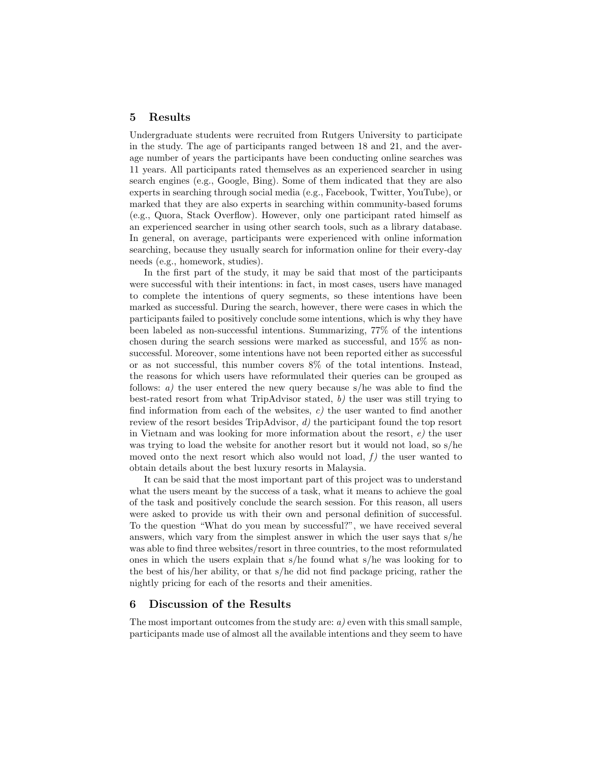## 5 Results

Undergraduate students were recruited from Rutgers University to participate in the study. The age of participants ranged between 18 and 21, and the average number of years the participants have been conducting online searches was 11 years. All participants rated themselves as an experienced searcher in using search engines (e.g., Google, Bing). Some of them indicated that they are also experts in searching through social media (e.g., Facebook, Twitter, YouTube), or marked that they are also experts in searching within community-based forums (e.g., Quora, Stack Overflow). However, only one participant rated himself as an experienced searcher in using other search tools, such as a library database. In general, on average, participants were experienced with online information searching, because they usually search for information online for their every-day needs (e.g., homework, studies).

In the first part of the study, it may be said that most of the participants were successful with their intentions: in fact, in most cases, users have managed to complete the intentions of query segments, so these intentions have been marked as successful. During the search, however, there were cases in which the participants failed to positively conclude some intentions, which is why they have been labeled as non-successful intentions. Summarizing, 77% of the intentions chosen during the search sessions were marked as successful, and 15% as non-successful. Moreover, some intentions have not been reported either as successful or as not successful, this number covers 8% of the total intentions. Instead, the reasons for which users have reformulated their queries can be grouped as follows: *a)* the user entered the new query because s/he was able to find the best-rated resort from what TripAdvisor stated, *b)* the user was still trying to find information from each of the websites, *c)* the user wanted to find another review of the resort besides TripAdvisor, *d)* the participant found the top resort in Vietnam and was looking for more information about the resort, *e)* the user was trying to load the website for another resort but it would not load, so s/he moved onto the next resort which also would not load, *f)* the user wanted to obtain details about the best luxury resorts in Malaysia.

It can be said that the most important part of this project was to understand what the users meant by the success of a task, what it means to achieve the goal of the task and positively conclude the search session. For this reason, all users were asked to provide us with their own and personal definition of successful. To the question "What do you mean by successful?", we have received several answers, which vary from the simplest answer in which the user says that s/he was able to find three websites/resort in three countries, to the most reformulated ones in which the users explain that s/he found what s/he was looking for to the best of his/her ability, or that s/he did not find package pricing, rather the nightly pricing for each of the resorts and their amenities.

## 6 Discussion of the Results

The most important outcomes from the study are: *a)* even with this small sample, participants made use of almost all the available intentions and they seem to have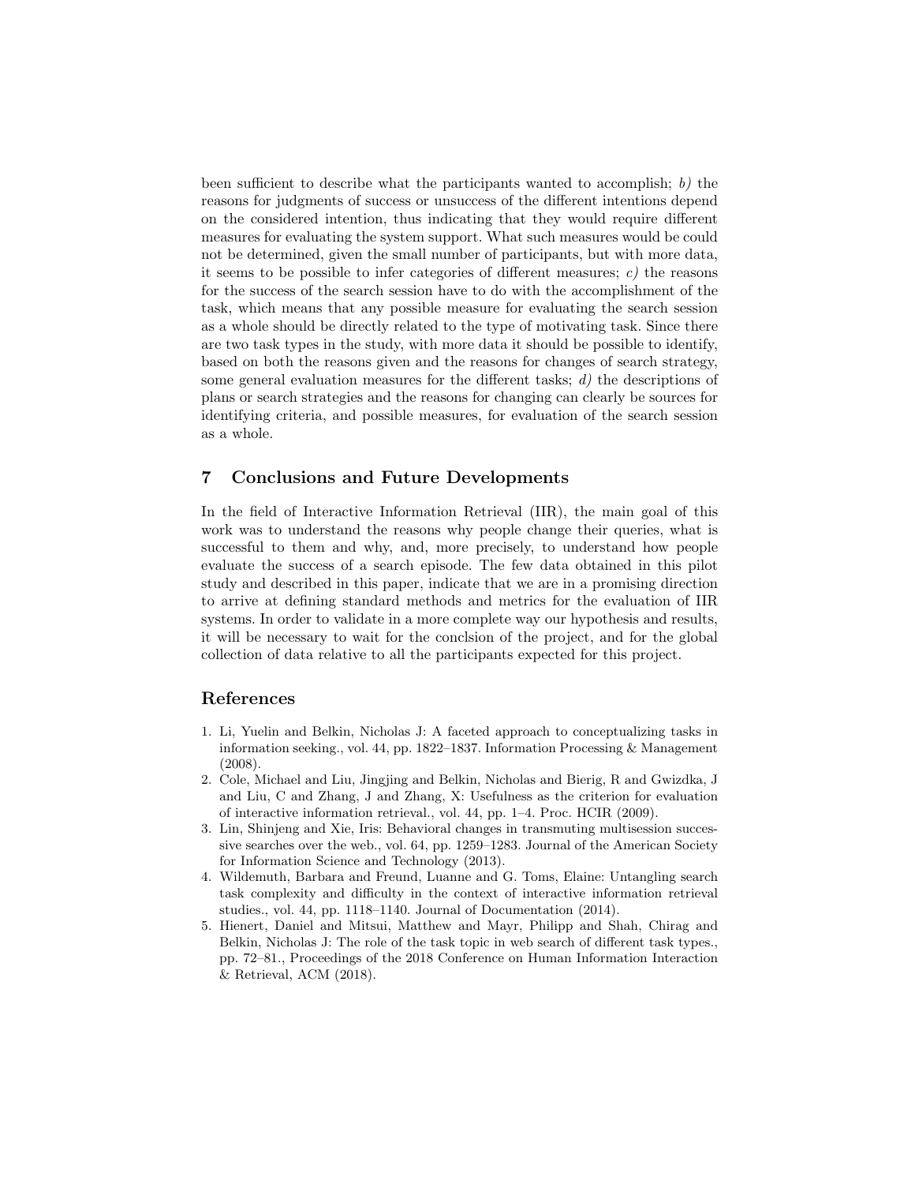been sufficient to describe what the participants wanted to accomplish; *b)* the reasons for judgments of success or unsuccess of the different intentions depend on the considered intention, thus indicating that they would require different measures for evaluating the system support. What such measures would be could not be determined, given the small number of participants, but with more data, it seems to be possible to infer categories of different measures; *c)* the reasons for the success of the search session have to do with the accomplishment of the task, which means that any possible measure for evaluating the search session as a whole should be directly related to the type of motivating task. Since there are two task types in the study, with more data it should be possible to identify, based on both the reasons given and the reasons for changes of search strategy, some general evaluation measures for the different tasks; *d)* the descriptions of plans or search strategies and the reasons for changing can clearly be sources for identifying criteria, and possible measures, for evaluation of the search session as a whole.

## 7 Conclusions and Future Developments

In the field of Interactive Information Retrieval (IIR), the main goal of this work was to understand the reasons why people change their queries, what is successful to them and why, and, more precisely, to understand how people evaluate the success of a search episode. The few data obtained in this pilot study and described in this paper, indicate that we are in a promising direction to arrive at defining standard methods and metrics for the evaluation of IIR systems. In order to validate in a more complete way our hypothesis and results, it will be necessary to wait for the conclsion of the project, and for the global collection of data relative to all the participants expected for this project.

## References

1. Li, Yuelin and Belkin, Nicholas J: A faceted approach to conceptualizing tasks in information seeking., vol. 44, pp. 1822–1837. Information Processing & Management (2008).
2. Cole, Michael and Liu, Jingjing and Belkin, Nicholas and Bierig, R and Gwizdka, J and Liu, C and Zhang, J and Zhang, X: Usefulness as the criterion for evaluation of interactive information retrieval., vol. 44, pp. 1–4. Proc. HCIR (2009).
3. Lin, Shinjeng and Xie, Iris: Behavioral changes in transmuting multisession successive searches over the web., vol. 64, pp. 1259–1283. Journal of the American Society for Information Science and Technology (2013).
4. Wildemuth, Barbara and Freund, Luanne and G. Toms, Elaine: Untangling search task complexity and difficulty in the context of interactive information retrieval studies., vol. 44, pp. 1118–1140. Journal of Documentation (2014).
5. Hienert, Daniel and Mitsui, Matthew and Mayr, Philipp and Shah, Chirag and Belkin, Nicholas J: The role of the task topic in web search of different task types., pp. 72–81., Proceedings of the 2018 Conference on Human Information Interaction & Retrieval, ACM (2018).